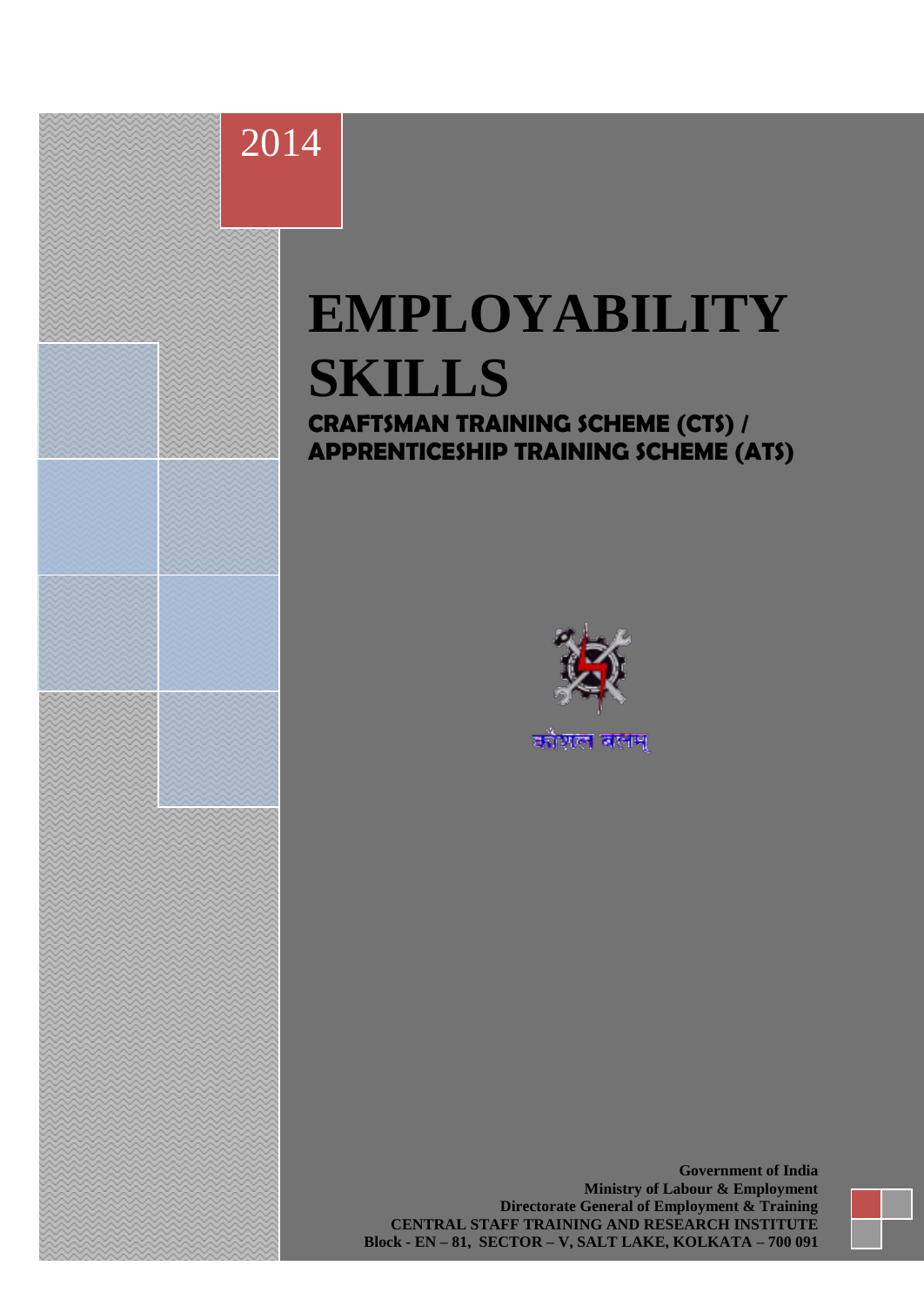2014

# EMPLOYABILITY SKILLS

## CRAFTSMAN TRAINING SCHEME (CTS) / APPRENTICESHIP TRAINING SCHEME (ATS)

कौशल बलम्

**Government of India**
**Ministry of Labour & Employment**
**Directorate General of Employment & Training**
**CENTRAL STAFF TRAINING AND RESEARCH INSTITUTE**
**Block - EN – 81, SECTOR – V, SALT LAKE, KOLKATA – 700 091**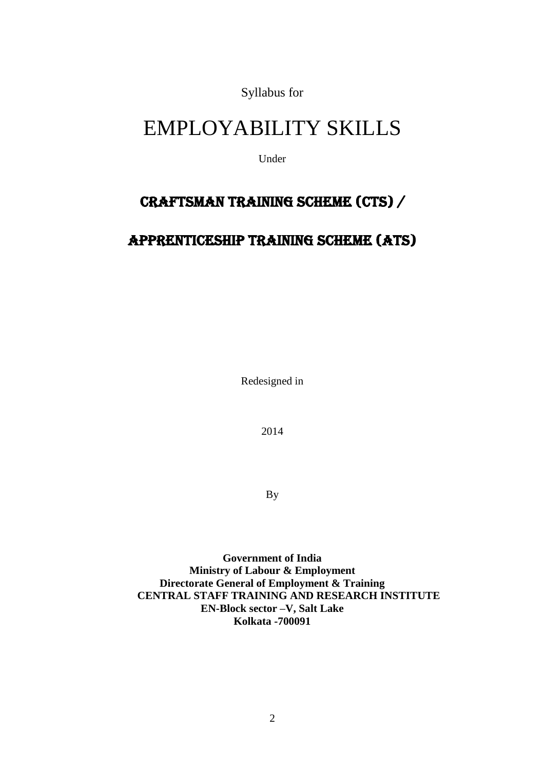Syllabus for

# EMPLOYABILITY SKILLS

Under

## CRAFTSMAN TRAINING SCHEME (CTS) /

## APPRENTICESHIP TRAINING SCHEME (ATS)

Redesigned in

2014

By

**Government of India**
**Ministry of Labour & Employment**
**Directorate General of Employment & Training**
**CENTRAL STAFF TRAINING AND RESEARCH INSTITUTE**
**EN-Block sector –V, Salt Lake**
**Kolkata -700091**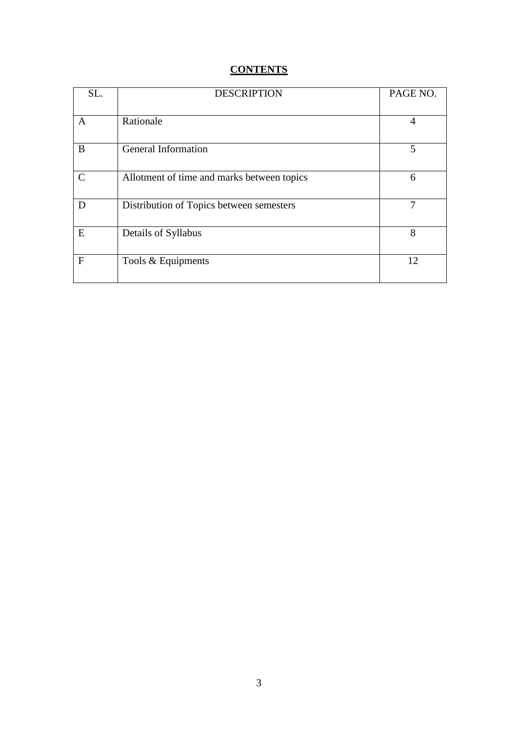## CONTENTS

| SL. | DESCRIPTION | PAGE NO. |
|---|---|---|
| A | Rationale | 4 |
| B | General Information | 5 |
| C | Allotment of time and marks between topics | 6 |
| D | Distribution of Topics between semesters | 7 |
| E | Details of Syllabus | 8 |
| F | Tools & Equipments | 12 |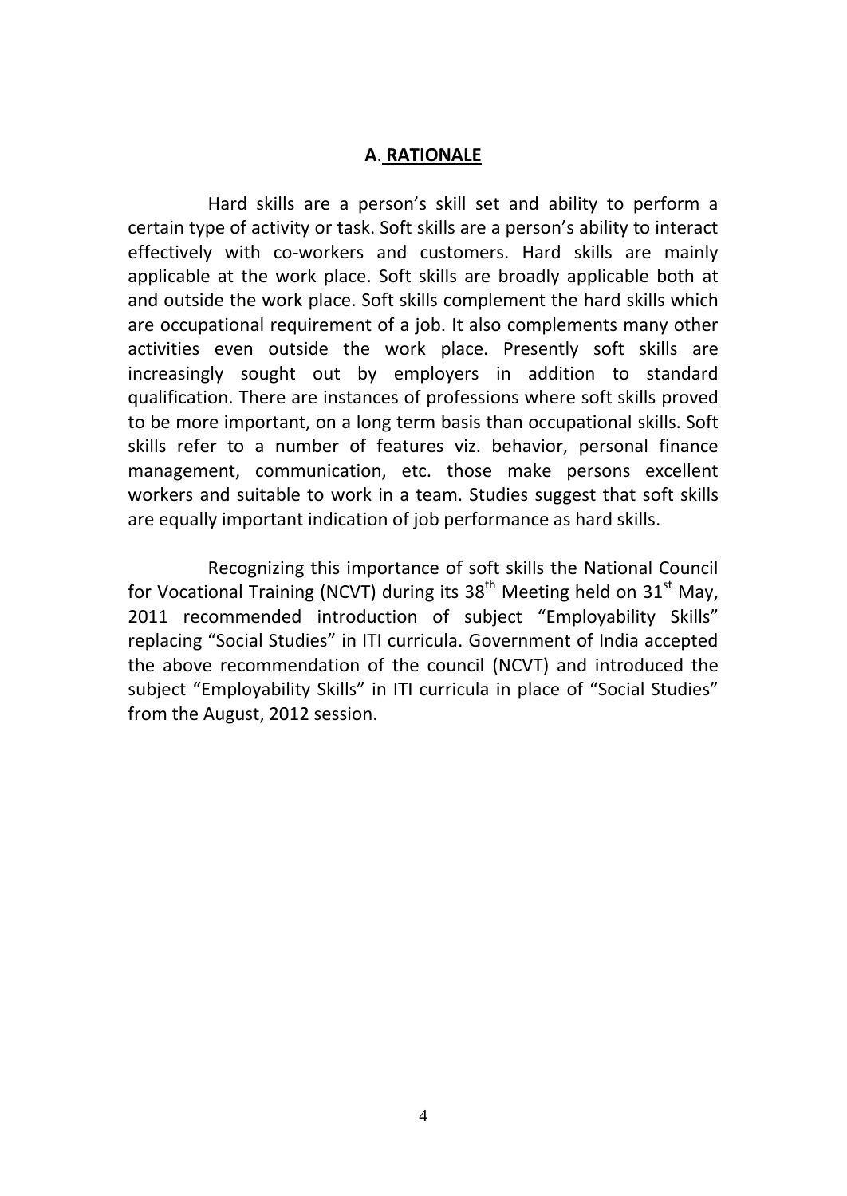## A. RATIONALE

Hard skills are a person's skill set and ability to perform a certain type of activity or task. Soft skills are a person's ability to interact effectively with co-workers and customers. Hard skills are mainly applicable at the work place. Soft skills are broadly applicable both at and outside the work place. Soft skills complement the hard skills which are occupational requirement of a job. It also complements many other activities even outside the work place. Presently soft skills are increasingly sought out by employers in addition to standard qualification. There are instances of professions where soft skills proved to be more important, on a long term basis than occupational skills. Soft skills refer to a number of features viz. behavior, personal finance management, communication, etc. those make persons excellent workers and suitable to work in a team. Studies suggest that soft skills are equally important indication of job performance as hard skills.

Recognizing this importance of soft skills the National Council for Vocational Training (NCVT) during its 38th Meeting held on 31st May, 2011 recommended introduction of subject "Employability Skills" replacing "Social Studies" in ITI curricula. Government of India accepted the above recommendation of the council (NCVT) and introduced the subject "Employability Skills" in ITI curricula in place of "Social Studies" from the August, 2012 session.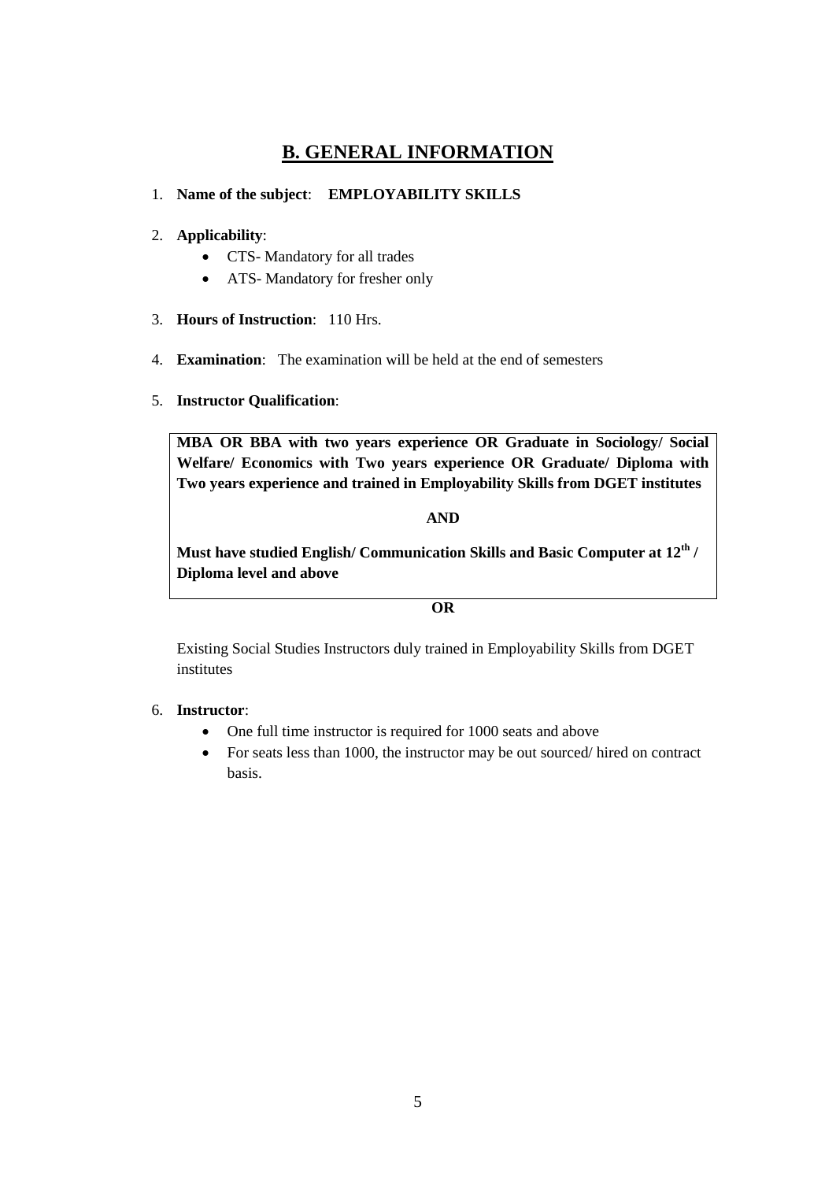# B. GENERAL INFORMATION

1. **Name of the subject**: **EMPLOYABILITY SKILLS**

2. **Applicability**:
   - CTS- Mandatory for all trades
   - ATS- Mandatory for fresher only

3. **Hours of Instruction**: 110 Hrs.

4. **Examination**: The examination will be held at the end of semesters

5. **Instructor Qualification**:

   **MBA OR BBA with two years experience OR Graduate in Sociology/ Social Welfare/ Economics with Two years experience OR Graduate/ Diploma with Two years experience and trained in Employability Skills from DGET institutes**

   **AND**

   **Must have studied English/ Communication Skills and Basic Computer at 12th / Diploma level and above**

   **OR**

   Existing Social Studies Instructors duly trained in Employability Skills from DGET institutes

6. **Instructor**:
   - One full time instructor is required for 1000 seats and above
   - For seats less than 1000, the instructor may be out sourced/ hired on contract basis.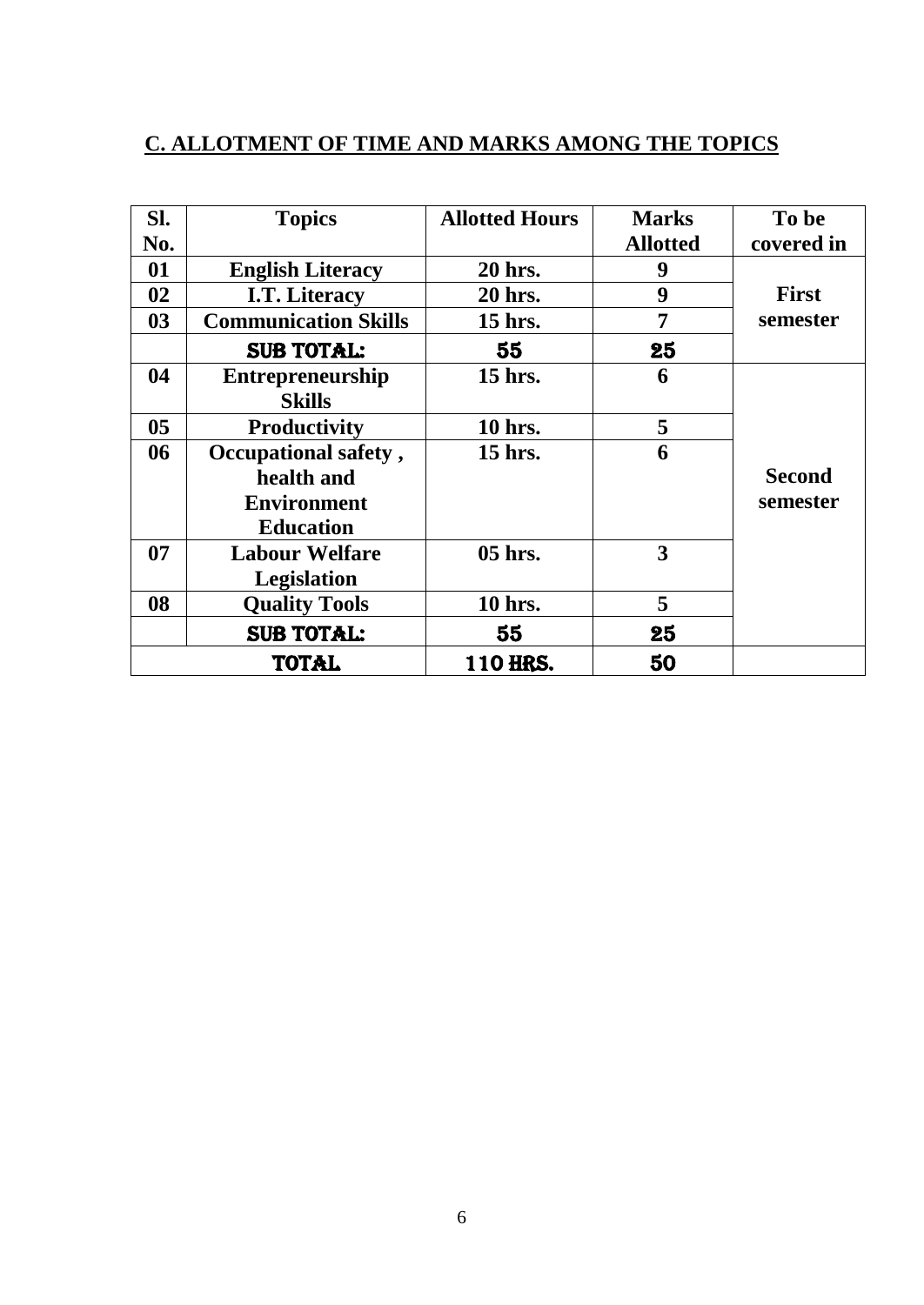## C. ALLOTMENT OF TIME AND MARKS AMONG THE TOPICS

| Sl. No. | Topics | Allotted Hours | Marks Allotted | To be covered in |
|---|---|---|---|---|
| 01 | English Literacy | 20 hrs. | 9 | First semester |
| 02 | I.T. Literacy | 20 hrs. | 9 | |
| 03 | Communication Skills | 15 hrs. | 7 | |
| | SUB TOTAL: | 55 | 25 | |
| 04 | Entrepreneurship Skills | 15 hrs. | 6 | Second semester |
| 05 | Productivity | 10 hrs. | 5 | |
| 06 | Occupational safety , health and Environment Education | 15 hrs. | 6 | |
| 07 | Labour Welfare Legislation | 05 hrs. | 3 | |
| 08 | Quality Tools | 10 hrs. | 5 | |
| | SUB TOTAL: | 55 | 25 | |
| TOTAL | | 110 HRS. | 50 | |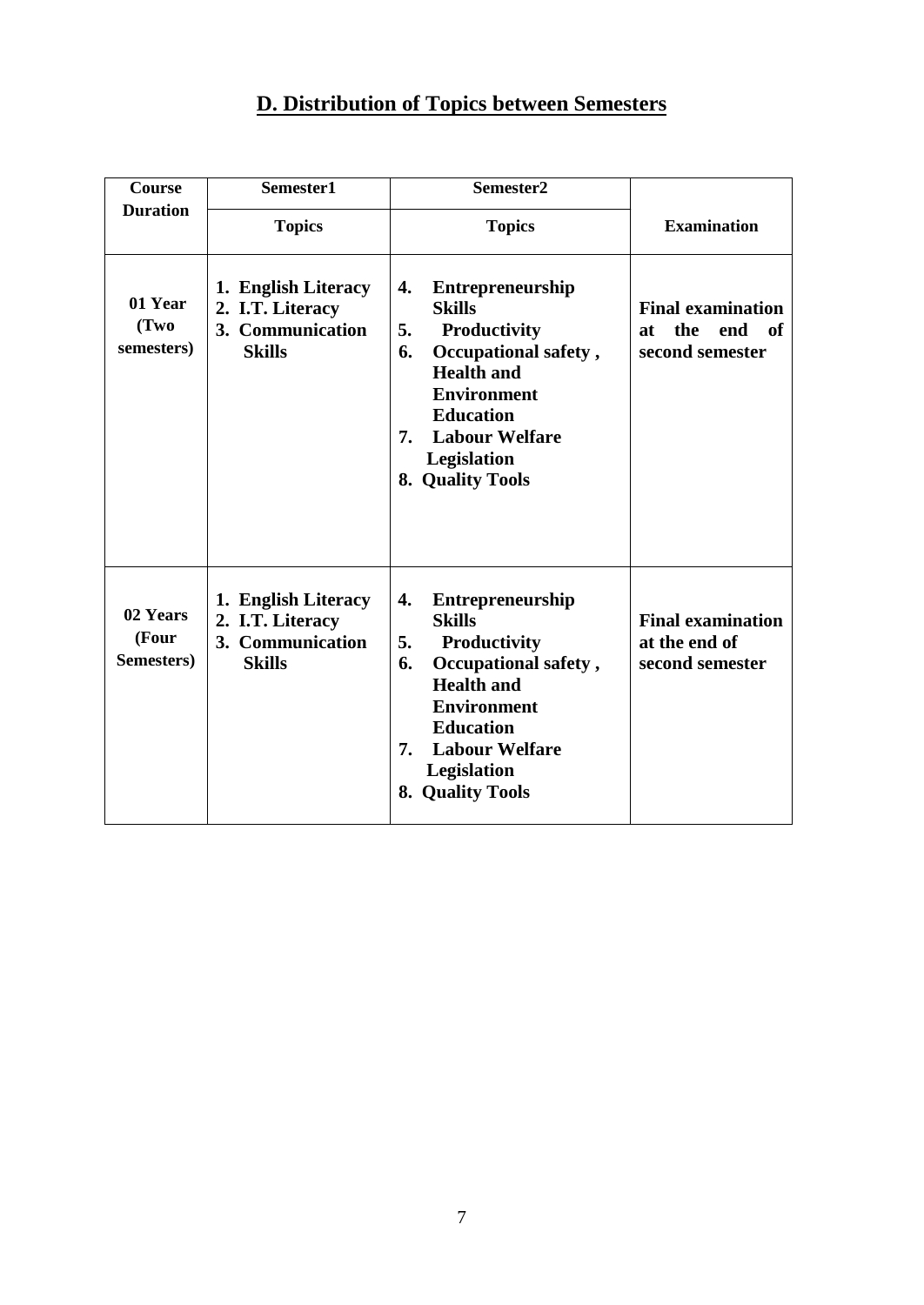## D. Distribution of Topics between Semesters

| Course Duration | Semester1 | Semester2 | Examination |
|---|---|---|---|
| | **Topics** | **Topics** | |
| **01 Year (Two semesters)** | **1. English Literacy<br>2. I.T. Literacy<br>3. Communication Skills** | **4. Entrepreneurship Skills<br>5. Productivity<br>6. Occupational safety , Health and Environment Education<br>7. Labour Welfare Legislation<br>8. Quality Tools** | **Final examination at the end of second semester** |
| **02 Years (Four Semesters)** | **1. English Literacy<br>2. I.T. Literacy<br>3. Communication Skills** | **4. Entrepreneurship Skills<br>5. Productivity<br>6. Occupational safety , Health and Environment Education<br>7. Labour Welfare Legislation<br>8. Quality Tools** | **Final examination at the end of second semester** |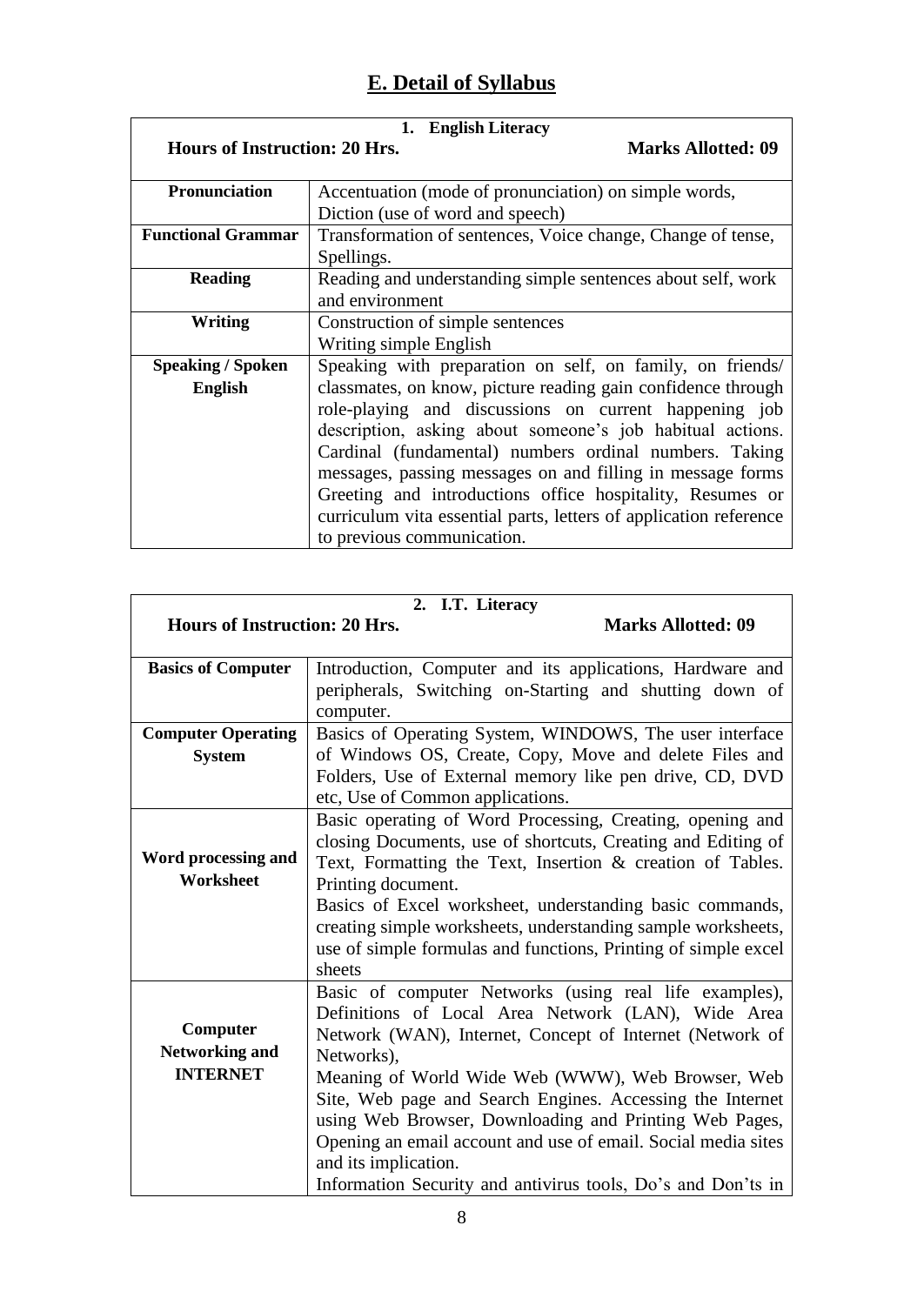## E. Detail of Syllabus

| 1. English Literacy | |
|---|---|
| **Hours of Instruction: 20 Hrs.** | **Marks Allotted: 09** |
| **Pronunciation** | Accentuation (mode of pronunciation) on simple words, Diction (use of word and speech) |
| **Functional Grammar** | Transformation of sentences, Voice change, Change of tense, Spellings. |
| **Reading** | Reading and understanding simple sentences about self, work and environment |
| **Writing** | Construction of simple sentences<br>Writing simple English |
| **Speaking / Spoken English** | Speaking with preparation on self, on family, on friends/ classmates, on know, picture reading gain confidence through role-playing and discussions on current happening job description, asking about someone's job habitual actions. Cardinal (fundamental) numbers ordinal numbers. Taking messages, passing messages on and filling in message forms Greeting and introductions office hospitality, Resumes or curriculum vita essential parts, letters of application reference to previous communication. |

| 2. I.T. Literacy | |
|---|---|
| **Hours of Instruction: 20 Hrs.** | **Marks Allotted: 09** |
| **Basics of Computer** | Introduction, Computer and its applications, Hardware and peripherals, Switching on-Starting and shutting down of computer. |
| **Computer Operating System** | Basics of Operating System, WINDOWS, The user interface of Windows OS, Create, Copy, Move and delete Files and Folders, Use of External memory like pen drive, CD, DVD etc, Use of Common applications. |
| **Word processing and Worksheet** | Basic operating of Word Processing, Creating, opening and closing Documents, use of shortcuts, Creating and Editing of Text, Formatting the Text, Insertion & creation of Tables. Printing document.<br>Basics of Excel worksheet, understanding basic commands, creating simple worksheets, understanding sample worksheets, use of simple formulas and functions, Printing of simple excel sheets |
| **Computer Networking and INTERNET** | Basic of computer Networks (using real life examples), Definitions of Local Area Network (LAN), Wide Area Network (WAN), Internet, Concept of Internet (Network of Networks),<br>Meaning of World Wide Web (WWW), Web Browser, Web Site, Web page and Search Engines. Accessing the Internet using Web Browser, Downloading and Printing Web Pages, Opening an email account and use of email. Social media sites and its implication.<br>Information Security and antivirus tools, Do's and Don'ts in |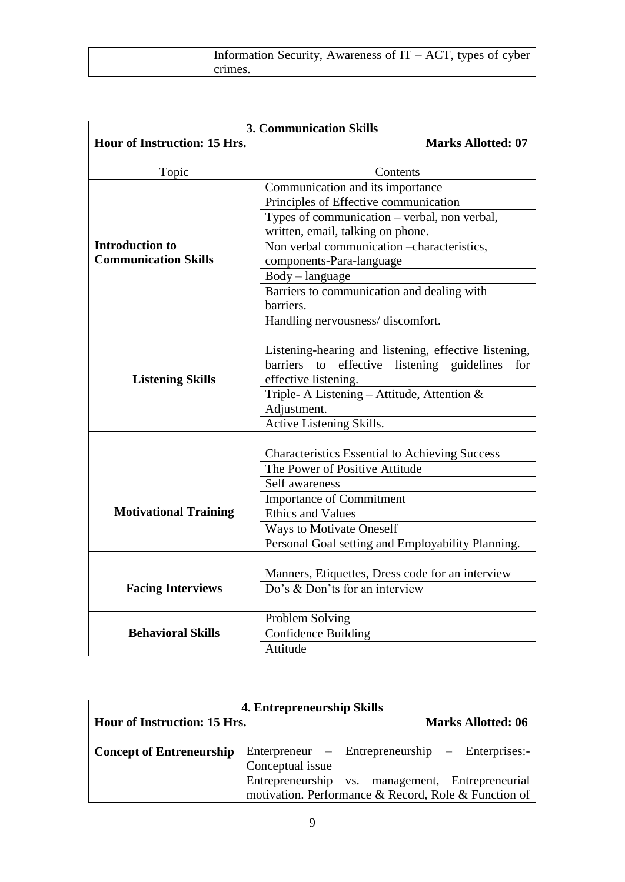| | |
|---|---|
| | Information Security, Awareness of IT – ACT, types of cyber crimes. |

**3. Communication Skills**

**Hour of Instruction: 15 Hrs.** **Marks Allotted: 07**

| Topic | Contents |
|---|---|
| **Introduction to Communication Skills** | Communication and its importance |
| | Principles of Effective communication |
| | Types of communication – verbal, non verbal, written, email, talking on phone. |
| | Non verbal communication –characteristics, components-Para-language |
| | Body – language |
| | Barriers to communication and dealing with barriers. |
| | Handling nervousness/ discomfort. |
| | |
| **Listening Skills** | Listening-hearing and listening, effective listening, barriers to effective listening guidelines for effective listening. |
| | Triple- A Listening – Attitude, Attention & Adjustment. |
| | Active Listening Skills. |
| | |
| **Motivational Training** | Characteristics Essential to Achieving Success |
| | The Power of Positive Attitude |
| | Self awareness |
| | Importance of Commitment |
| | Ethics and Values |
| | Ways to Motivate Oneself |
| | Personal Goal setting and Employability Planning. |
| | |
| **Facing Interviews** | Manners, Etiquettes, Dress code for an interview |
| | Do's & Don'ts for an interview |
| | |
| **Behavioral Skills** | Problem Solving |
| | Confidence Building |
| | Attitude |

**4. Entrepreneurship Skills**

**Hour of Instruction: 15 Hrs.** **Marks Allotted: 06**

| | |
|---|---|
| **Concept of Entreneurship** | Enterpreneur – Entrepreneurship – Enterprises:- Conceptual issue<br>Entrepreneurship vs. management, Entrepreneurial motivation. Performance & Record, Role & Function of |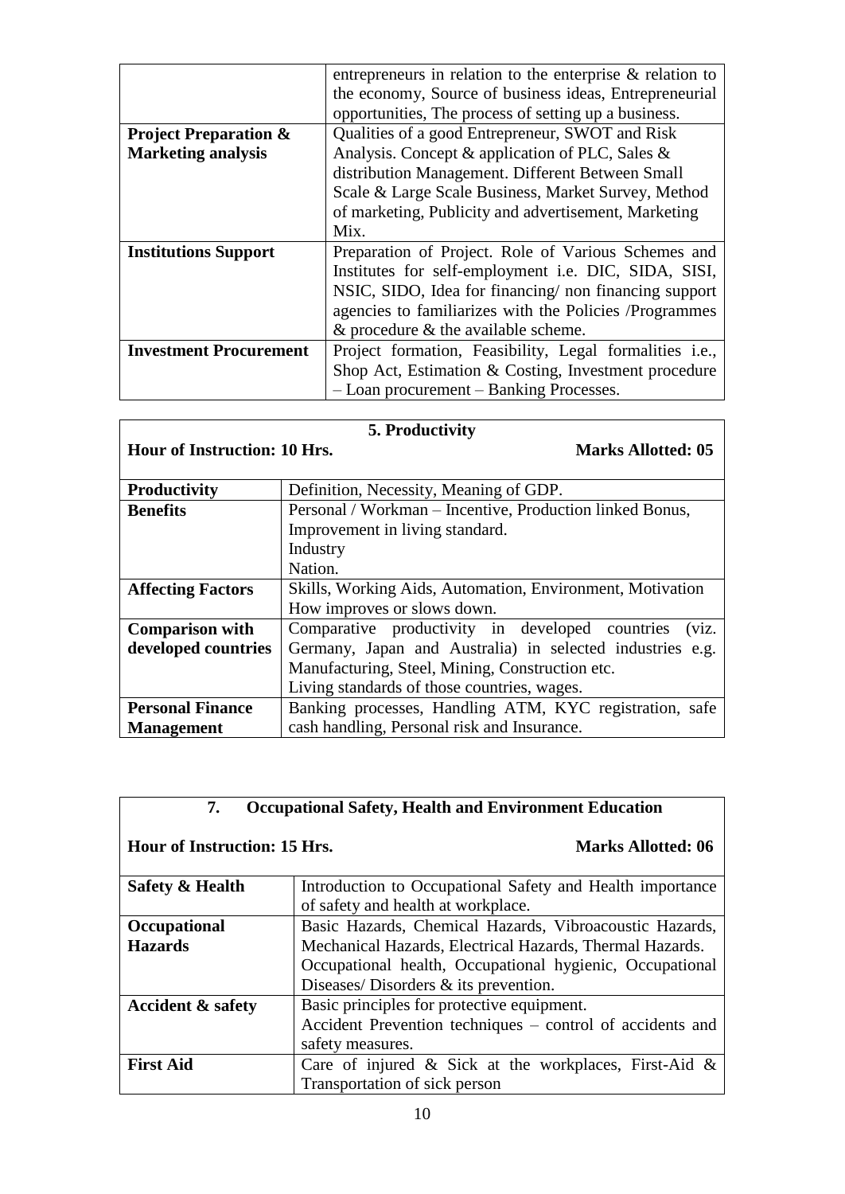| | |
|---|---|
| | entrepreneurs in relation to the enterprise & relation to the economy, Source of business ideas, Entrepreneurial opportunities, The process of setting up a business. |
| **Project Preparation & Marketing analysis** | Qualities of a good Entrepreneur, SWOT and Risk Analysis. Concept & application of PLC, Sales & distribution Management. Different Between Small Scale & Large Scale Business, Market Survey, Method of marketing, Publicity and advertisement, Marketing Mix. |
| **Institutions Support** | Preparation of Project. Role of Various Schemes and Institutes for self-employment i.e. DIC, SIDA, SISI, NSIC, SIDO, Idea for financing/ non financing support agencies to familiarizes with the Policies /Programmes & procedure & the available scheme. |
| **Investment Procurement** | Project formation, Feasibility, Legal formalities i.e., Shop Act, Estimation & Costing, Investment procedure – Loan procurement – Banking Processes. |

## 5. Productivity

**Hour of Instruction: 10 Hrs.** **Marks Allotted: 05**

| | |
|---|---|
| **Productivity** | Definition, Necessity, Meaning of GDP. |
| **Benefits** | Personal / Workman – Incentive, Production linked Bonus, Improvement in living standard.<br>Industry<br>Nation. |
| **Affecting Factors** | Skills, Working Aids, Automation, Environment, Motivation<br>How improves or slows down. |
| **Comparison with developed countries** | Comparative productivity in developed countries (viz. Germany, Japan and Australia) in selected industries e.g. Manufacturing, Steel, Mining, Construction etc.<br>Living standards of those countries, wages. |
| **Personal Finance Management** | Banking processes, Handling ATM, KYC registration, safe cash handling, Personal risk and Insurance. |

## 7. Occupational Safety, Health and Environment Education

**Hour of Instruction: 15 Hrs.** **Marks Allotted: 06**

| | |
|---|---|
| **Safety & Health** | Introduction to Occupational Safety and Health importance of safety and health at workplace. |
| **Occupational Hazards** | Basic Hazards, Chemical Hazards, Vibroacoustic Hazards, Mechanical Hazards, Electrical Hazards, Thermal Hazards. Occupational health, Occupational hygienic, Occupational Diseases/ Disorders & its prevention. |
| **Accident & safety** | Basic principles for protective equipment.<br>Accident Prevention techniques – control of accidents and safety measures. |
| **First Aid** | Care of injured & Sick at the workplaces, First-Aid & Transportation of sick person |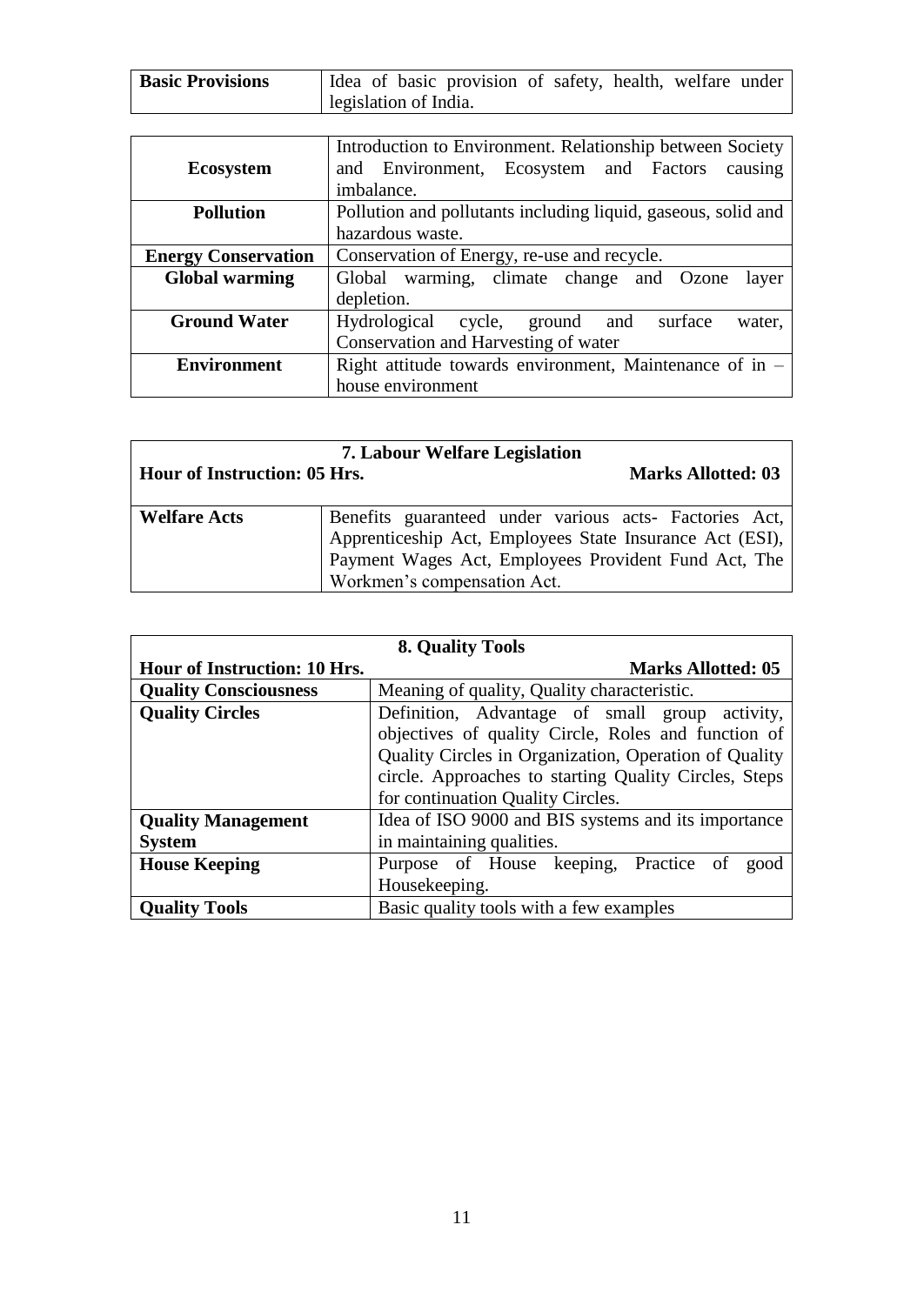| | |
|---|---|
| **Basic Provisions** | Idea of basic provision of safety, health, welfare under legislation of India. |

| | |
|---|---|
| **Ecosystem** | Introduction to Environment. Relationship between Society and Environment, Ecosystem and Factors causing imbalance. |
| **Pollution** | Pollution and pollutants including liquid, gaseous, solid and hazardous waste. |
| **Energy Conservation** | Conservation of Energy, re-use and recycle. |
| **Global warming** | Global warming, climate change and Ozone layer depletion. |
| **Ground Water** | Hydrological cycle, ground and surface water, Conservation and Harvesting of water |
| **Environment** | Right attitude towards environment, Maintenance of in – house environment |

| **7. Labour Welfare Legislation** | |
|---|---|
| **Hour of Instruction: 05 Hrs.** | **Marks Allotted: 03** |
| **Welfare Acts** | Benefits guaranteed under various acts- Factories Act, Apprenticeship Act, Employees State Insurance Act (ESI), Payment Wages Act, Employees Provident Fund Act, The Workmen's compensation Act. |

| **8. Quality Tools** | |
|---|---|
| **Hour of Instruction: 10 Hrs.** | **Marks Allotted: 05** |
| **Quality Consciousness** | Meaning of quality, Quality characteristic. |
| **Quality Circles** | Definition, Advantage of small group activity, objectives of quality Circle, Roles and function of Quality Circles in Organization, Operation of Quality circle. Approaches to starting Quality Circles, Steps for continuation Quality Circles. |
| **Quality Management System** | Idea of ISO 9000 and BIS systems and its importance in maintaining qualities. |
| **House Keeping** | Purpose of House keeping, Practice of good Housekeeping. |
| **Quality Tools** | Basic quality tools with a few examples |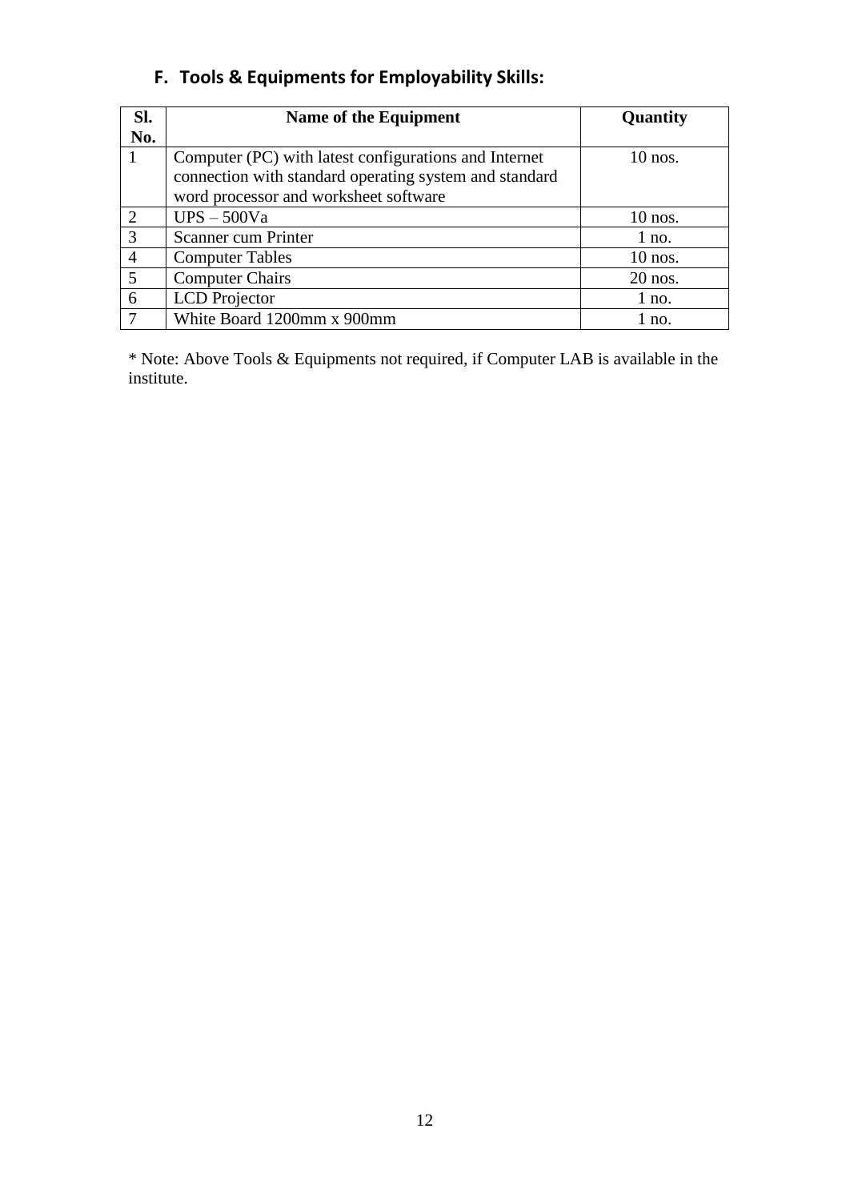## F. Tools & Equipments for Employability Skills:

| Sl. No. | Name of the Equipment | Quantity |
| --- | --- | --- |
| 1 | Computer (PC) with latest configurations and Internet connection with standard operating system and standard word processor and worksheet software | 10 nos. |
| 2 | UPS – 500Va | 10 nos. |
| 3 | Scanner cum Printer | 1 no. |
| 4 | Computer Tables | 10 nos. |
| 5 | Computer Chairs | 20 nos. |
| 6 | LCD Projector | 1 no. |
| 7 | White Board 1200mm x 900mm | 1 no. |

* Note: Above Tools & Equipments not required, if Computer LAB is available in the institute.